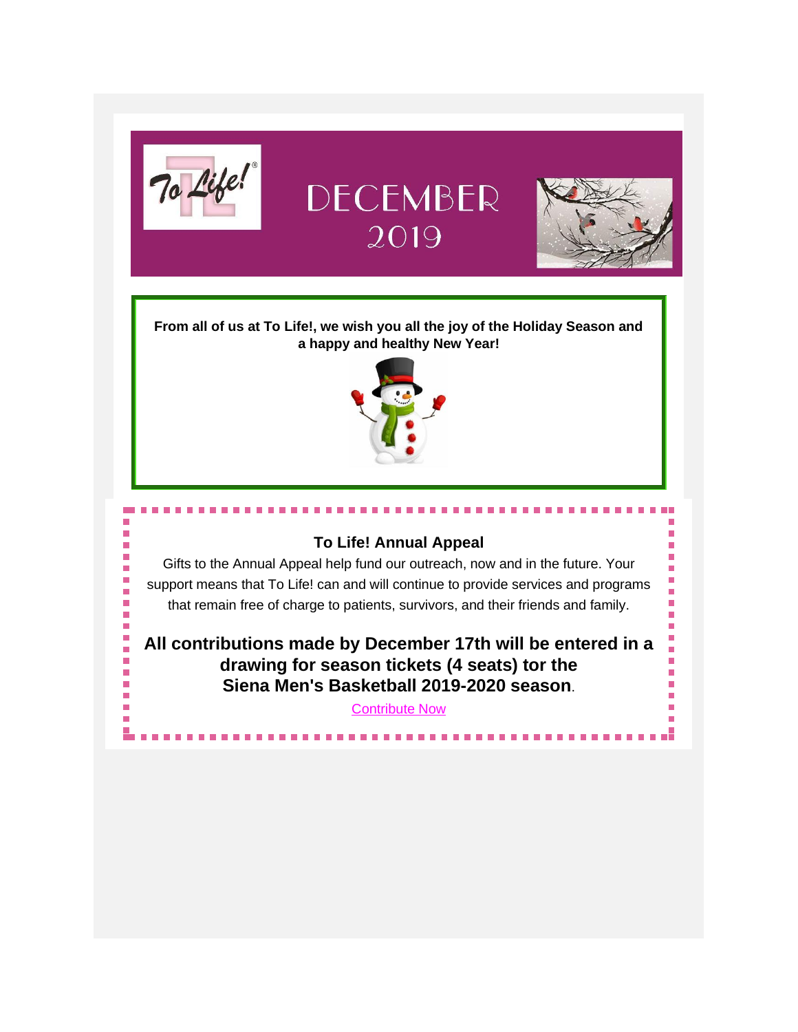# DECEMBER 2019

**From all of us at To Life!, we wish you all the joy of the Holiday Season and a happy and healthy New Year!**

## To Life! Annual Appeal

Gifts to the Annual Appeal help fund our outreach, now and in the future. Your support means that To Life! can and will continue to provide services and programs that remain free of charge to patients, survivors, and their friends and family.

**All contributions made by December 17th will be entered in a drawing for season tickets (4 seats) tor the Siena Men's Basketball 2019-2020 season**.

Contribute Now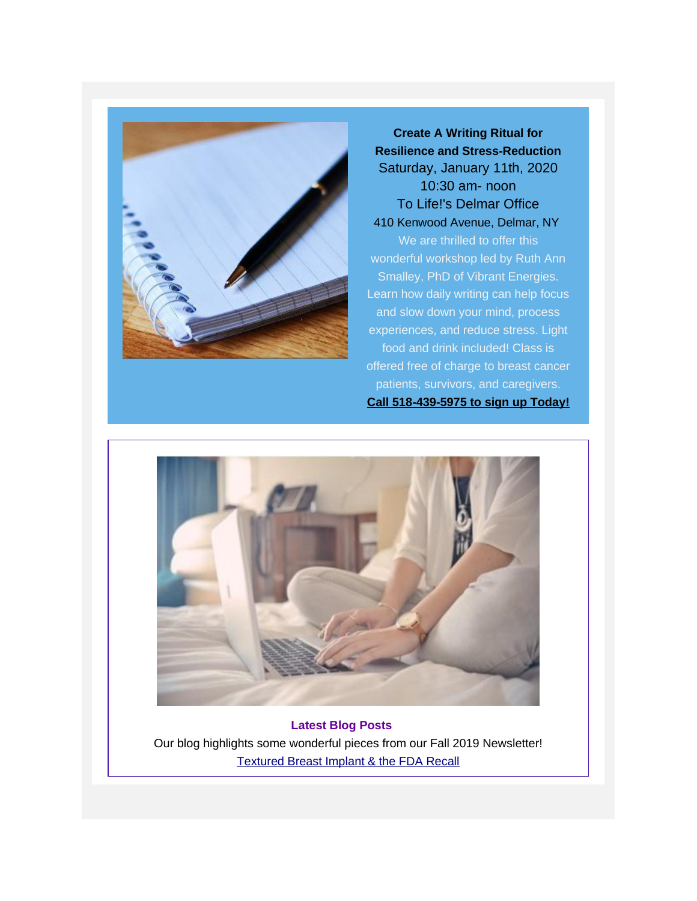**Create A Writing Ritual for Resilience and Stress-Reduction**
Saturday, January 11th, 2020
10:30 am- noon
To Life!'s Delmar Office
410 Kenwood Avenue, Delmar, NY

We are thrilled to offer this wonderful workshop led by Ruth Ann Smalley, PhD of Vibrant Energies. Learn how daily writing can help focus and slow down your mind, process experiences, and reduce stress. Light food and drink included! Class is offered free of charge to breast cancer patients, survivors, and caregivers.

**Call 518-439-5975 to sign up Today!**

**Latest Blog Posts**

Our blog highlights some wonderful pieces from our Fall 2019 Newsletter!

Textured Breast Implant & the FDA Recall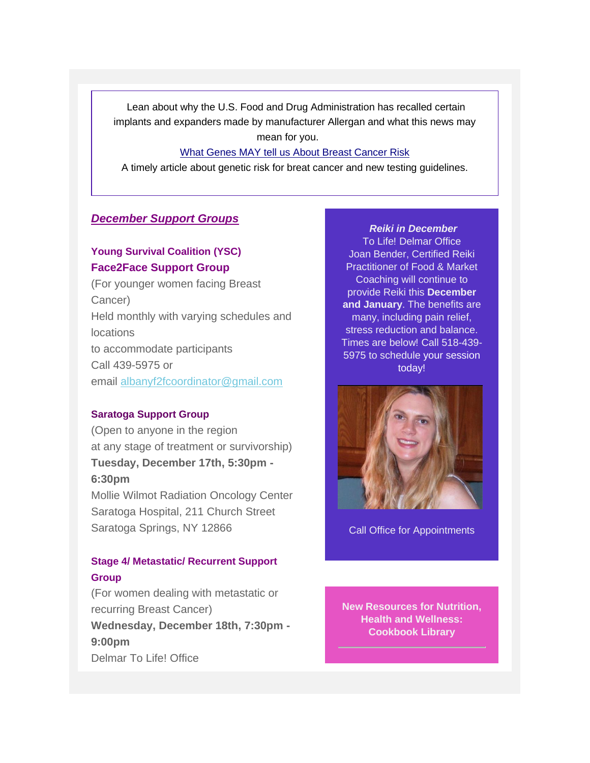Lean about why the U.S. Food and Drug Administration has recalled certain implants and expanders made by manufacturer Allergan and what this news may mean for you.

[What Genes MAY tell us About Breast Cancer Risk](#)

A timely article about genetic risk for breat cancer and new testing guidelines.

## ***December Support Groups***

### Young Survival Coalition (YSC)
### Face2Face Support Group

(For younger women facing Breast Cancer)
Held monthly with varying schedules and locations
to accommodate participants
Call 439-5975 or
email albanyf2fcoordinator@gmail.com

### Saratoga Support Group

(Open to anyone in the region
at any stage of treatment or survivorship)
**Tuesday, December 17th, 5:30pm - 6:30pm**
Mollie Wilmot Radiation Oncology Center
Saratoga Hospital, 211 Church Street
Saratoga Springs, NY 12866

### Stage 4/ Metastatic/ Recurrent Support Group

(For women dealing with metastatic or recurring Breast Cancer)
**Wednesday, December 18th, 7:30pm - 9:00pm**
Delmar To Life! Office

***Reiki in December***
To Life! Delmar Office
Joan Bender, Certified Reiki Practitioner of Food & Market Coaching will continue to provide Reiki this **December and January**. The benefits are many, including pain relief, stress reduction and balance. Times are below! Call 518-439-5975 to schedule your session today!

Call Office for Appointments

**New Resources for Nutrition, Health and Wellness: Cookbook Library**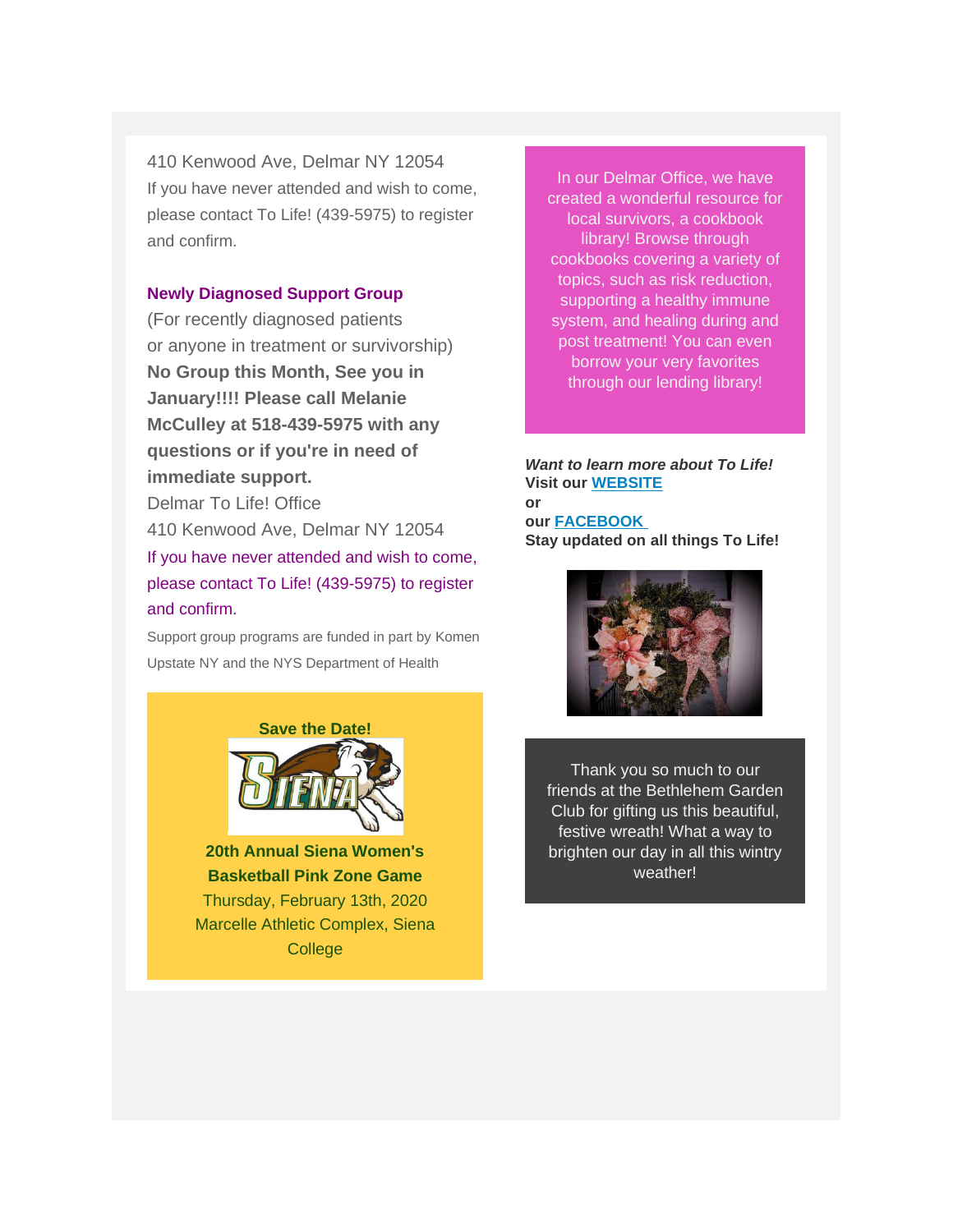410 Kenwood Ave, Delmar NY 12054
If you have never attended and wish to come, please contact To Life! (439-5975) to register and confirm.

**Newly Diagnosed Support Group**
(For recently diagnosed patients or anyone in treatment or survivorship)
**No Group this Month, See you in January!!!! Please call Melanie McCulley at 518-439-5975 with any questions or if you're in need of immediate support.**
Delmar To Life! Office
410 Kenwood Ave, Delmar NY 12054
If you have never attended and wish to come, please contact To Life! (439-5975) to register and confirm.

Support group programs are funded in part by Komen Upstate NY and the NYS Department of Health

**Save the Date!**

**20th Annual Siena Women's Basketball Pink Zone Game**
Thursday, February 13th, 2020
Marcelle Athletic Complex, Siena College

In our Delmar Office, we have created a wonderful resource for local survivors, a cookbook library! Browse through cookbooks covering a variety of topics, such as risk reduction, supporting a healthy immune system, and healing during and post treatment! You can even borrow your very favorites through our lending library!

***Want to learn more about To Life!***
**Visit our WEBSITE**
**or**
**our FACEBOOK**
**Stay updated on all things To Life!**

Thank you so much to our friends at the Bethlehem Garden Club for gifting us this beautiful, festive wreath! What a way to brighten our day in all this wintry weather!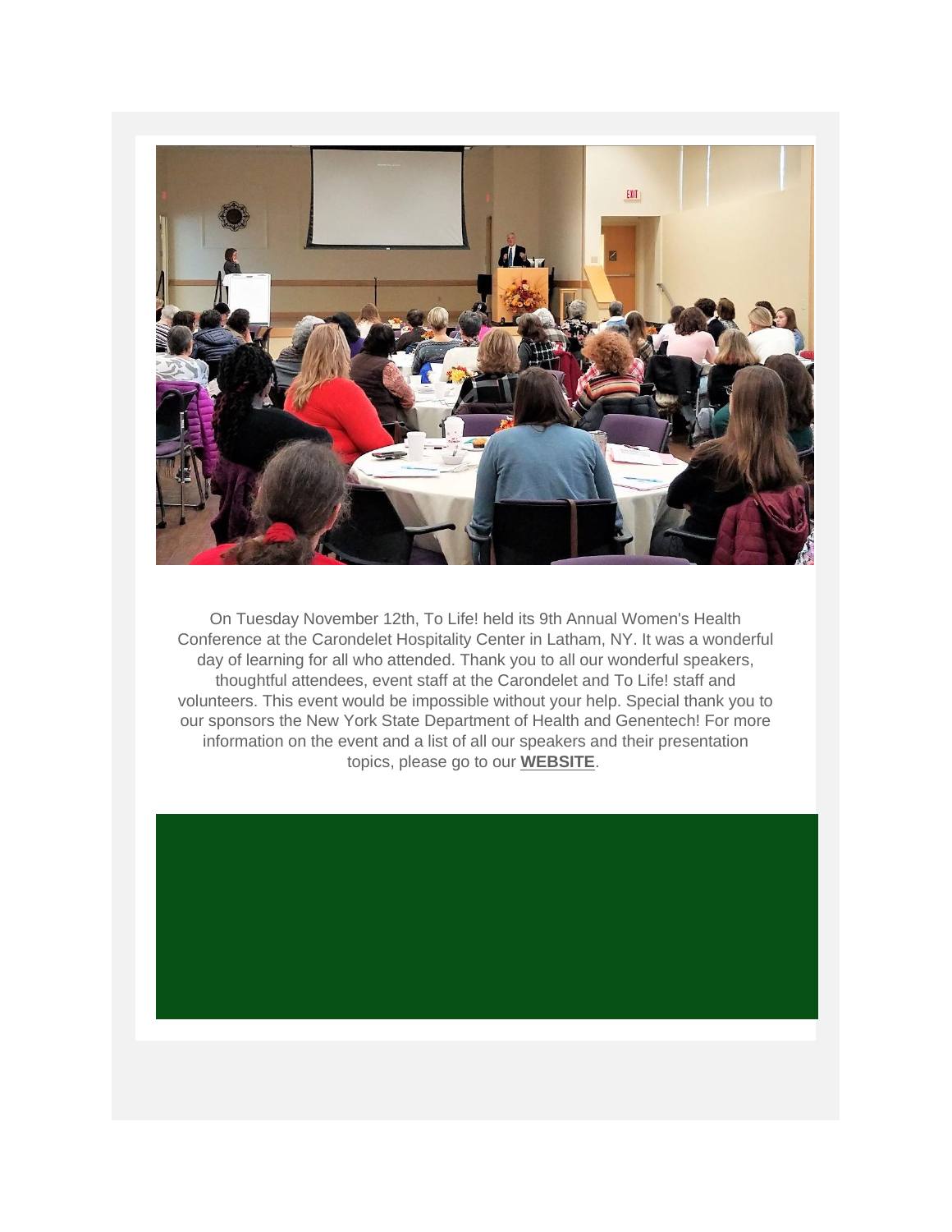On Tuesday November 12th, To Life! held its 9th Annual Women's Health Conference at the Carondelet Hospitality Center in Latham, NY. It was a wonderful day of learning for all who attended. Thank you to all our wonderful speakers, thoughtful attendees, event staff at the Carondelet and To Life! staff and volunteers. This event would be impossible without your help. Special thank you to our sponsors the New York State Department of Health and Genentech! For more information on the event and a list of all our speakers and their presentation topics, please go to our **WEBSITE**.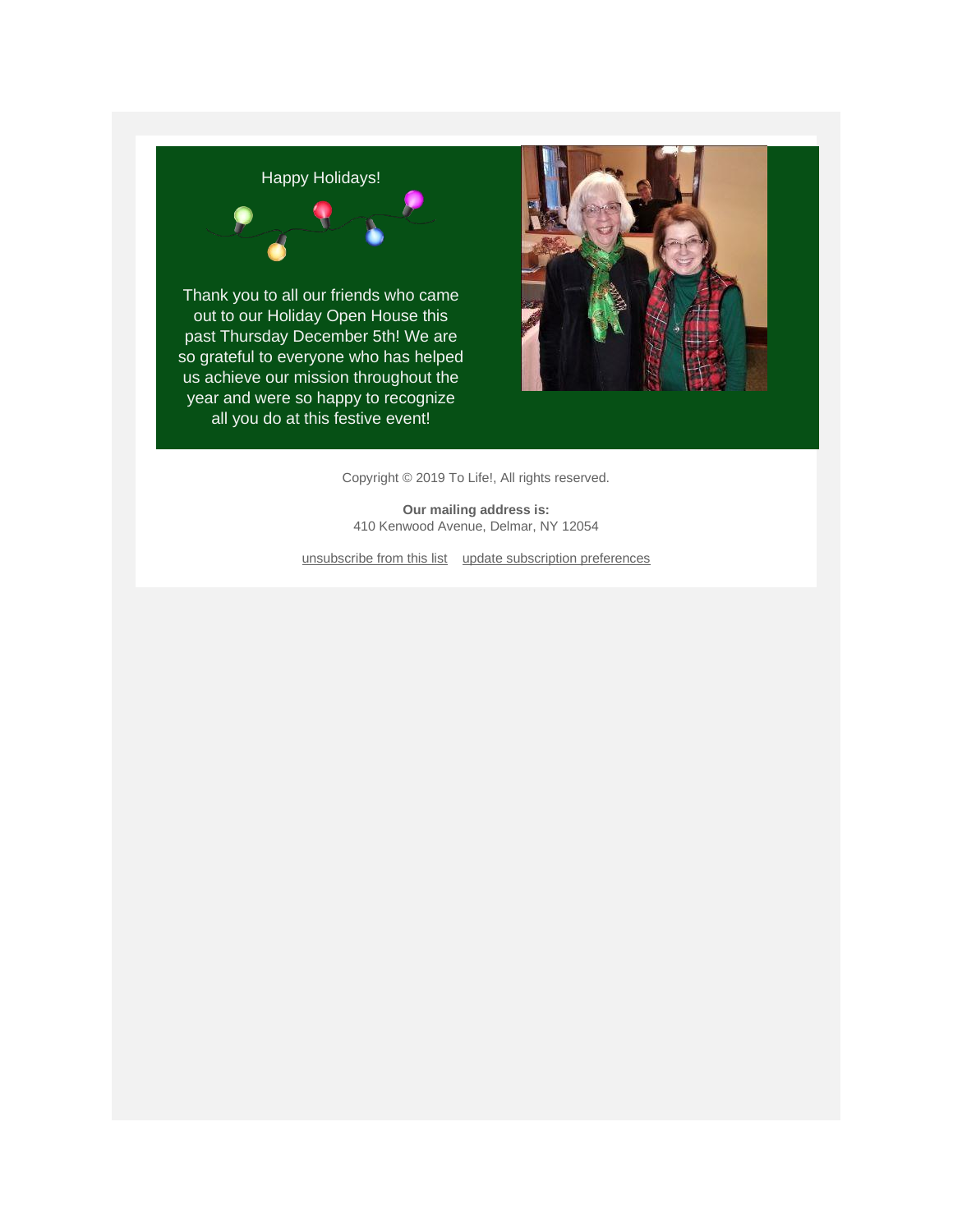Happy Holidays!

Thank you to all our friends who came out to our Holiday Open House this past Thursday December 5th! We are so grateful to everyone who has helped us achieve our mission throughout the year and were so happy to recognize all you do at this festive event!

Copyright © 2019 To Life!, All rights reserved.

**Our mailing address is:**
410 Kenwood Avenue, Delmar, NY 12054

unsubscribe from this list    update subscription preferences